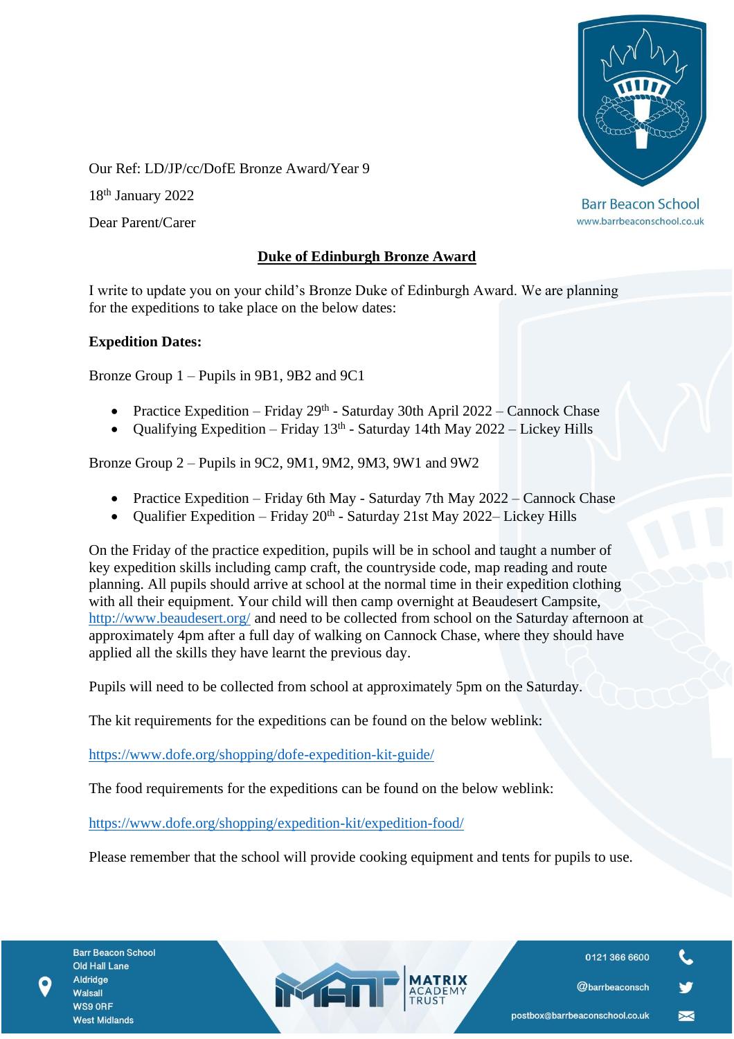Our Ref: LD/JP/cc/DofE Bronze Award/Year 9

18th January 2022

Dear Parent/Carer

**Duke of Edinburgh Bronze Award**

I write to update you on your child's Bronze Duke of Edinburgh Award. We are planning for the expeditions to take place on the below dates:

**Expedition Dates:**

Bronze Group 1 – Pupils in 9B1, 9B2 and 9C1

- Practice Expedition – Friday 29th - Saturday 30th April 2022 – Cannock Chase
- Qualifying Expedition – Friday 13th - Saturday 14th May 2022 – Lickey Hills

Bronze Group 2 – Pupils in 9C2, 9M1, 9M2, 9M3, 9W1 and 9W2

- Practice Expedition – Friday 6th May - Saturday 7th May 2022 – Cannock Chase
- Qualifier Expedition – Friday 20th - Saturday 21st May 2022– Lickey Hills

On the Friday of the practice expedition, pupils will be in school and taught a number of key expedition skills including camp craft, the countryside code, map reading and route planning. All pupils should arrive at school at the normal time in their expedition clothing with all their equipment. Your child will then camp overnight at Beaudesert Campsite, http://www.beaudesert.org/ and need to be collected from school on the Saturday afternoon at approximately 4pm after a full day of walking on Cannock Chase, where they should have applied all the skills they have learnt the previous day.

Pupils will need to be collected from school at approximately 5pm on the Saturday.

The kit requirements for the expeditions can be found on the below weblink:

https://www.dofe.org/shopping/dofe-expedition-kit-guide/

The food requirements for the expeditions can be found on the below weblink:

https://www.dofe.org/shopping/expedition-kit/expedition-food/

Please remember that the school will provide cooking equipment and tents for pupils to use.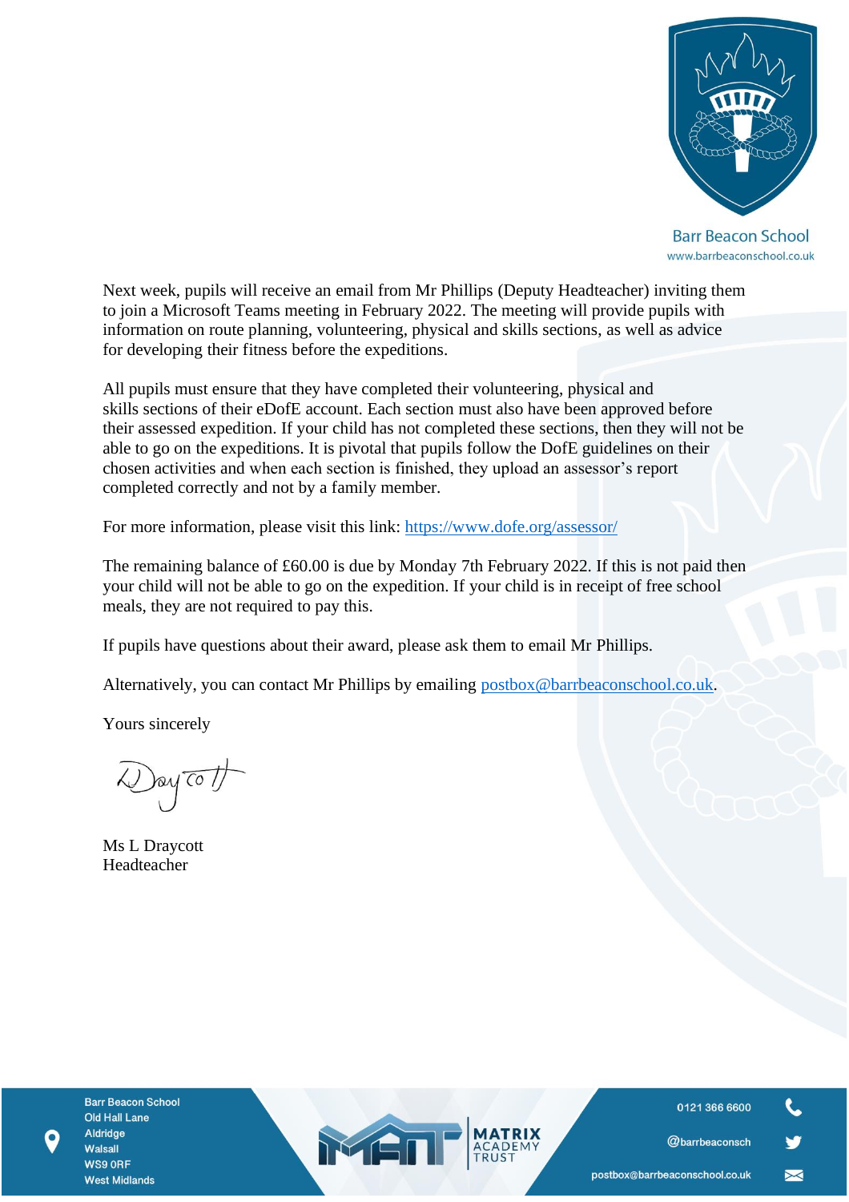Next week, pupils will receive an email from Mr Phillips (Deputy Headteacher) inviting them to join a Microsoft Teams meeting in February 2022. The meeting will provide pupils with information on route planning, volunteering, physical and skills sections, as well as advice for developing their fitness before the expeditions.

All pupils must ensure that they have completed their volunteering, physical and skills sections of their eDofE account. Each section must also have been approved before their assessed expedition. If your child has not completed these sections, then they will not be able to go on the expeditions. It is pivotal that pupils follow the DofE guidelines on their chosen activities and when each section is finished, they upload an assessor's report completed correctly and not by a family member.

For more information, please visit this link: [https://www.dofe.org/assessor/](https://www.dofe.org/assessor/)

The remaining balance of £60.00 is due by Monday 7th February 2022. If this is not paid then your child will not be able to go on the expedition. If your child is in receipt of free school meals, they are not required to pay this.

If pupils have questions about their award, please ask them to email Mr Phillips.

Alternatively, you can contact Mr Phillips by emailing [postbox@barrbeaconschool.co.uk](mailto:postbox@barrbeaconschool.co.uk).

Yours sincerely

Ms L Draycott
Headteacher